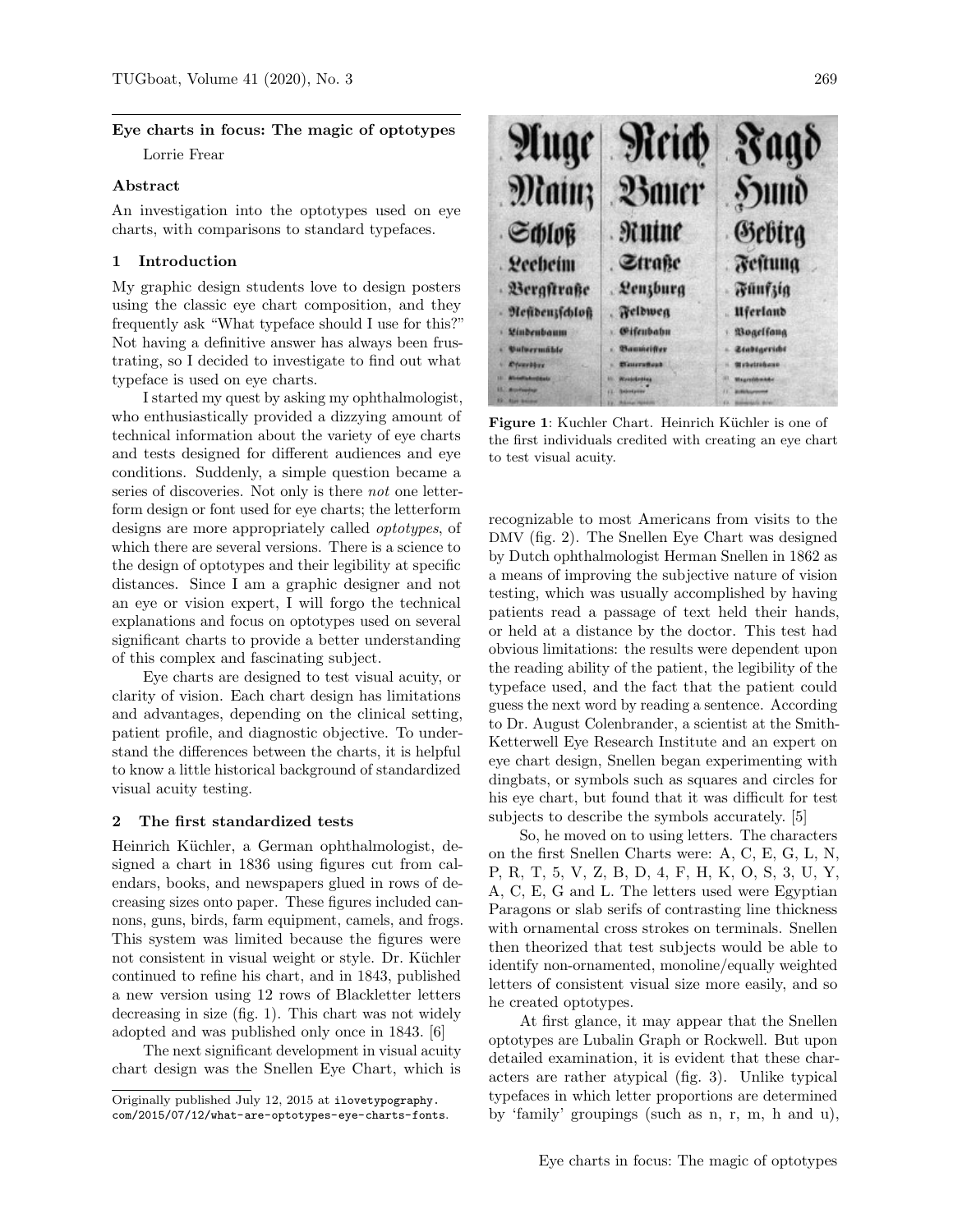## Eye charts in focus: The magic of optotypes

Lorrie Frear

### Abstract

An investigation into the optotypes used on eye charts, with comparisons to standard typefaces.

### 1 Introduction

My graphic design students love to design posters using the classic eye chart composition, and they frequently ask "What typeface should I use for this?" Not having a definitive answer has always been frustrating, so I decided to investigate to find out what typeface is used on eye charts.

I started my quest by asking my ophthalmologist, who enthusiastically provided a dizzying amount of technical information about the variety of eye charts and tests designed for different audiences and eye conditions. Suddenly, a simple question became a series of discoveries. Not only is there *not* one letterform design or font used for eye charts; the letterform designs are more appropriately called *optotypes*, of which there are several versions. There is a science to the design of optotypes and their legibility at specific distances. Since I am a graphic designer and not an eye or vision expert, I will forgo the technical explanations and focus on optotypes used on several significant charts to provide a better understanding of this complex and fascinating subject.

Eye charts are designed to test visual acuity, or clarity of vision. Each chart design has limitations and advantages, depending on the clinical setting, patient profile, and diagnostic objective. To understand the differences between the charts, it is helpful to know a little historical background of standardized visual acuity testing.

### 2 The first standardized tests

Heinrich Küchler, a German ophthalmologist, designed a chart in 1836 using figures cut from calendars, books, and newspapers glued in rows of decreasing sizes onto paper. These figures included cannons, guns, birds, farm equipment, camels, and frogs. This system was limited because the figures were not consistent in visual weight or style. Dr. Küchler continued to refine his chart, and in 1843, published a new version using 12 rows of Blackletter letters decreasing in size (fig. 1). This chart was not widely adopted and was published only once in 1843. [6]

**Figure 1**: Kuchler Chart. Heinrich Küchler is one of the first individuals credited with creating an eye chart to test visual acuity.

The next significant development in visual acuity chart design was the Snellen Eye Chart, which is recognizable to most Americans from visits to the DMV (fig. 2). The Snellen Eye Chart was designed by Dutch ophthalmologist Herman Snellen in 1862 as a means of improving the subjective nature of vision testing, which was usually accomplished by having patients read a passage of text held their hands, or held at a distance by the doctor. This test had obvious limitations: the results were dependent upon the reading ability of the patient, the legibility of the typeface used, and the fact that the patient could guess the next word by reading a sentence. According to Dr. August Colenbrander, a scientist at the Smith-Ketterwell Eye Research Institute and an expert on eye chart design, Snellen began experimenting with dingbats, or symbols such as squares and circles for his eye chart, but found that it was difficult for test subjects to describe the symbols accurately. [5]

So, he moved on to using letters. The characters on the first Snellen Charts were: A, C, E, G, L, N, P, R, T, 5, V, Z, B, D, 4, F, H, K, O, S, 3, U, Y, A, C, E, G and L. The letters used were Egyptian Paragons or slab serifs of contrasting line thickness with ornamental cross strokes on terminals. Snellen then theorized that test subjects would be able to identify non-ornamented, monoline/equally weighted letters of consistent visual size more easily, and so he created optotypes.

At first glance, it may appear that the Snellen optotypes are Lubalin Graph or Rockwell. But upon detailed examination, it is evident that these characters are rather atypical (fig. 3). Unlike typical typefaces in which letter proportions are determined by 'family' groupings (such as n, r, m, h and u),

---

Originally published July 12, 2015 at `ilovetypography.com/2015/07/12/what-are-optotypes-eye-charts-fonts`.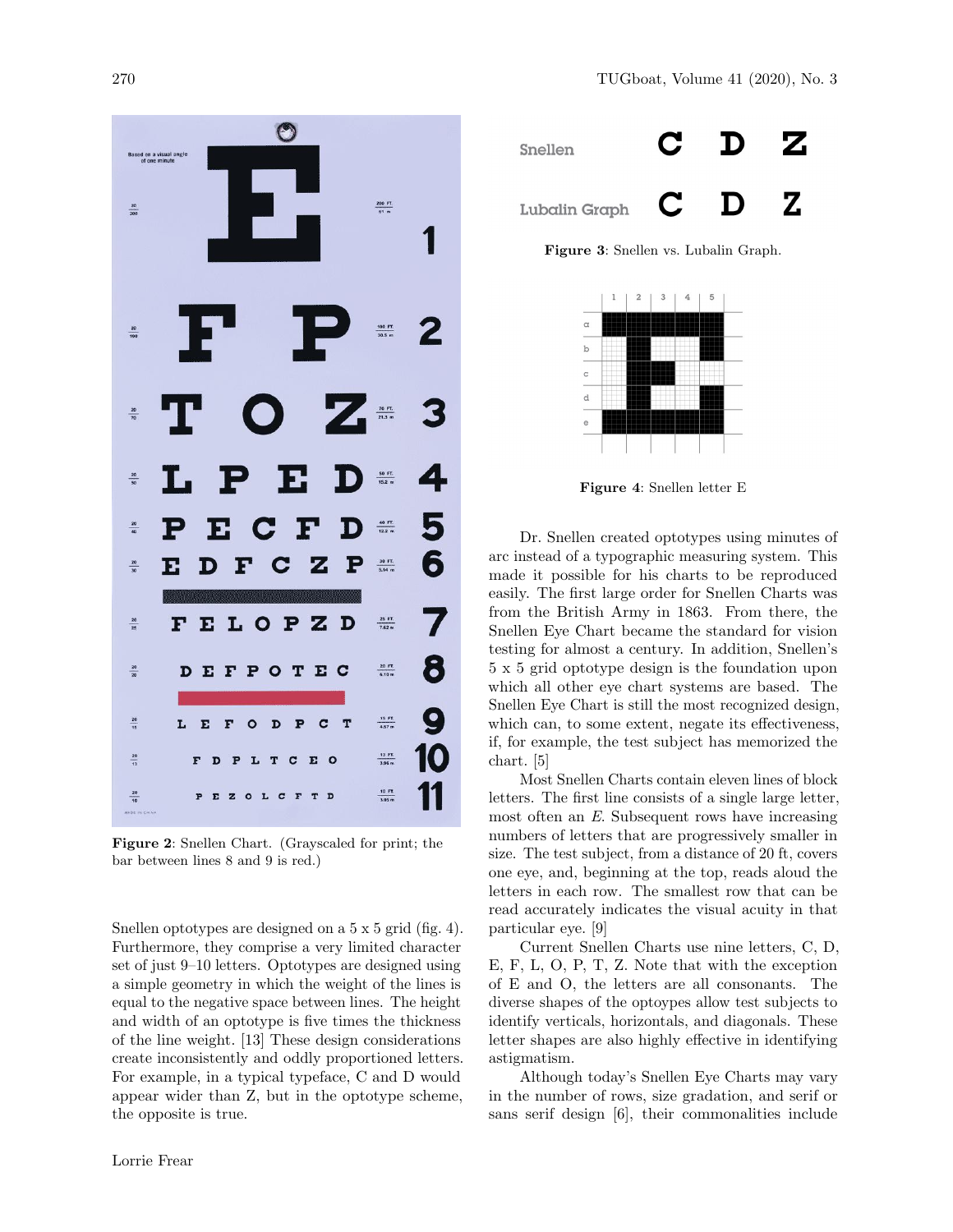Figure 2: Snellen Chart. (Grayscaled for print; the bar between lines 8 and 9 is red.)

Snellen optotypes are designed on a 5 x 5 grid (fig. 4). Furthermore, they comprise a very limited character set of just 9–10 letters. Optotypes are designed using a simple geometry in which the weight of the lines is equal to the negative space between lines. The height and width of an optotype is five times the thickness of the line weight. [13] These design considerations create inconsistently and oddly proportioned letters. For example, in a typical typeface, C and D would appear wider than Z, but in the optotype scheme, the opposite is true.

**Figure 3**: Snellen vs. Lubalin Graph.

**Figure 4**: Snellen letter E

Dr. Snellen created optotypes using minutes of arc instead of a typographic measuring system. This made it possible for his charts to be reproduced easily. The first large order for Snellen Charts was from the British Army in 1863. From there, the Snellen Eye Chart became the standard for vision testing for almost a century. In addition, Snellen's 5 x 5 grid optotype design is the foundation upon which all other eye chart systems are based. The Snellen Eye Chart is still the most recognized design, which can, to some extent, negate its effectiveness, if, for example, the test subject has memorized the chart. [5]

Most Snellen Charts contain eleven lines of block letters. The first line consists of a single large letter, most often an *E*. Subsequent rows have increasing numbers of letters that are progressively smaller in size. The test subject, from a distance of 20 ft, covers one eye, and, beginning at the top, reads aloud the letters in each row. The smallest row that can be read accurately indicates the visual acuity in that particular eye. [9]

Current Snellen Charts use nine letters, C, D, E, F, L, O, P, T, Z. Note that with the exception of E and O, the letters are all consonants. The diverse shapes of the optoypes allow test subjects to identify verticals, horizontals, and diagonals. These letter shapes are also highly effective in identifying astigmatism.

Although today's Snellen Eye Charts may vary in the number of rows, size gradation, and serif or sans serif design [6], their commonalities include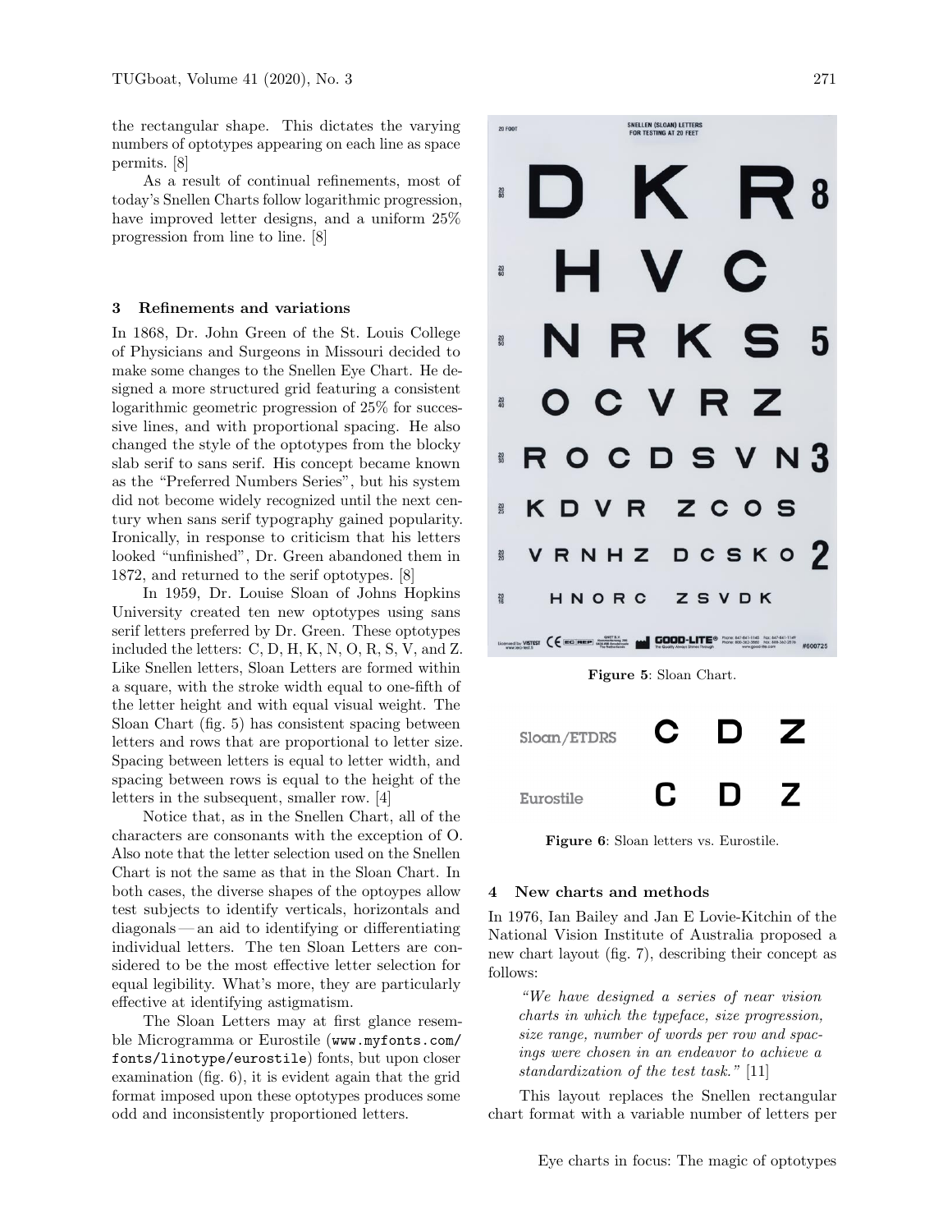the rectangular shape. This dictates the varying numbers of optotypes appearing on each line as space permits. [8]

As a result of continual refinements, most of today's Snellen Charts follow logarithmic progression, have improved letter designs, and a uniform 25% progression from line to line. [8]

## 3 Refinements and variations

In 1868, Dr. John Green of the St. Louis College of Physicians and Surgeons in Missouri decided to make some changes to the Snellen Eye Chart. He designed a more structured grid featuring a consistent logarithmic geometric progression of 25% for successive lines, and with proportional spacing. He also changed the style of the optotypes from the blocky slab serif to sans serif. His concept became known as the "Preferred Numbers Series", but his system did not become widely recognized until the next century when sans serif typography gained popularity. Ironically, in response to criticism that his letters looked "unfinished", Dr. Green abandoned them in 1872, and returned to the serif optotypes. [8]

In 1959, Dr. Louise Sloan of Johns Hopkins University created ten new optotypes using sans serif letters preferred by Dr. Green. These optotypes included the letters: C, D, H, K, N, O, R, S, V, and Z. Like Snellen letters, Sloan Letters are formed within a square, with the stroke width equal to one-fifth of the letter height and with equal visual weight. The Sloan Chart (fig. 5) has consistent spacing between letters and rows that are proportional to letter size. Spacing between letters is equal to letter width, and spacing between rows is equal to the height of the letters in the subsequent, smaller row. [4]

Notice that, as in the Snellen Chart, all of the characters are consonants with the exception of O. Also note that the letter selection used on the Snellen Chart is not the same as that in the Sloan Chart. In both cases, the diverse shapes of the optoypes allow test subjects to identify verticals, horizontals and diagonals — an aid to identifying or differentiating individual letters. The ten Sloan Letters are considered to be the most effective letter selection for equal legibility. What's more, they are particularly effective at identifying astigmatism.

The Sloan Letters may at first glance resemble Microgramma or Eurostile (`www.myfonts.com/fonts/linotype/eurostile`) fonts, but upon closer examination (fig. 6), it is evident again that the grid format imposed upon these optotypes produces some odd and inconsistently proportioned letters.

**Figure 5**: Sloan Chart.

**Figure 6**: Sloan letters vs. Eurostile.

## 4 New charts and methods

In 1976, Ian Bailey and Jan E Lovie-Kitchin of the National Vision Institute of Australia proposed a new chart layout (fig. 7), describing their concept as follows:

> *"We have designed a series of near vision charts in which the typeface, size progression, size range, number of words per row and spacings were chosen in an endeavor to achieve a standardization of the test task."* [11]

This layout replaces the Snellen rectangular chart format with a variable number of letters per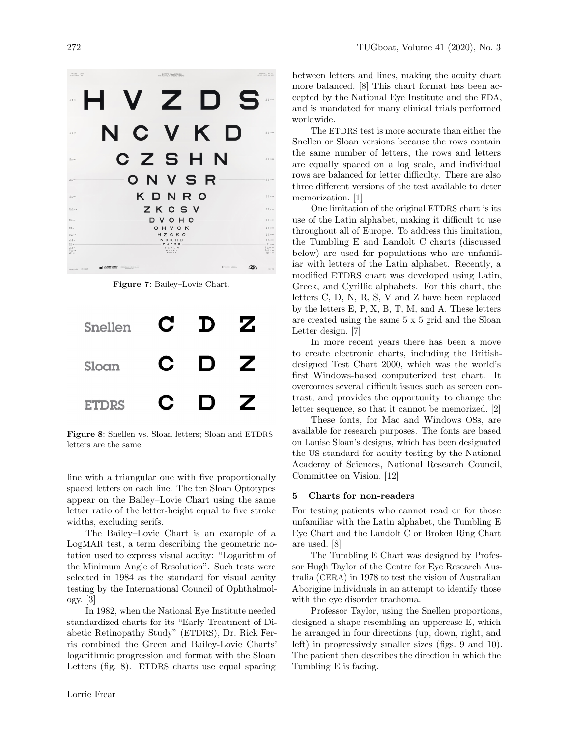Figure 7: Bailey–Lovie Chart.

Figure 8: Snellen vs. Sloan letters; Sloan and ETDRS letters are the same.

line with a triangular one with five proportionally spaced letters on each line. The ten Sloan Optotypes appear on the Bailey–Lovie Chart using the same letter ratio of the letter-height equal to five stroke widths, excluding serifs.

The Bailey–Lovie Chart is an example of a LogMAR test, a term describing the geometric notation used to express visual acuity: "Logarithm of the Minimum Angle of Resolution". Such tests were selected in 1984 as the standard for visual acuity testing by the International Council of Ophthalmology. [3]

In 1982, when the National Eye Institute needed standardized charts for its "Early Treatment of Diabetic Retinopathy Study" (ETDRS), Dr. Rick Ferris combined the Green and Bailey-Lovie Charts' logarithmic progression and format with the Sloan Letters (fig. 8). ETDRS charts use equal spacing between letters and lines, making the acuity chart more balanced. [8] This chart format has been accepted by the National Eye Institute and the FDA, and is mandated for many clinical trials performed worldwide.

The ETDRS test is more accurate than either the Snellen or Sloan versions because the rows contain the same number of letters, the rows and letters are equally spaced on a log scale, and individual rows are balanced for letter difficulty. There are also three different versions of the test available to deter memorization. [1]

One limitation of the original ETDRS chart is its use of the Latin alphabet, making it difficult to use throughout all of Europe. To address this limitation, the Tumbling E and Landolt C charts (discussed below) are used for populations who are unfamiliar with letters of the Latin alphabet. Recently, a modified ETDRS chart was developed using Latin, Greek, and Cyrillic alphabets. For this chart, the letters C, D, N, R, S, V and Z have been replaced by the letters E, P, X, B, T, M, and A. These letters are created using the same 5 x 5 grid and the Sloan Letter design. [7]

In more recent years there has been a move to create electronic charts, including the British-designed Test Chart 2000, which was the world's first Windows-based computerized test chart. It overcomes several difficult issues such as screen contrast, and provides the opportunity to change the letter sequence, so that it cannot be memorized. [2]

These fonts, for Mac and Windows OSs, are available for research purposes. The fonts are based on Louise Sloan's designs, which has been designated the US standard for acuity testing by the National Academy of Sciences, National Research Council, Committee on Vision. [12]

## 5 Charts for non-readers

For testing patients who cannot read or for those unfamiliar with the Latin alphabet, the Tumbling E Eye Chart and the Landolt C or Broken Ring Chart are used. [8]

The Tumbling E Chart was designed by Professor Hugh Taylor of the Centre for Eye Research Australia (CERA) in 1978 to test the vision of Australian Aborigine individuals in an attempt to identify those with the eye disorder trachoma.

Professor Taylor, using the Snellen proportions, designed a shape resembling an uppercase E, which he arranged in four directions (up, down, right, and left) in progressively smaller sizes (figs. 9 and 10). The patient then describes the direction in which the Tumbling E is facing.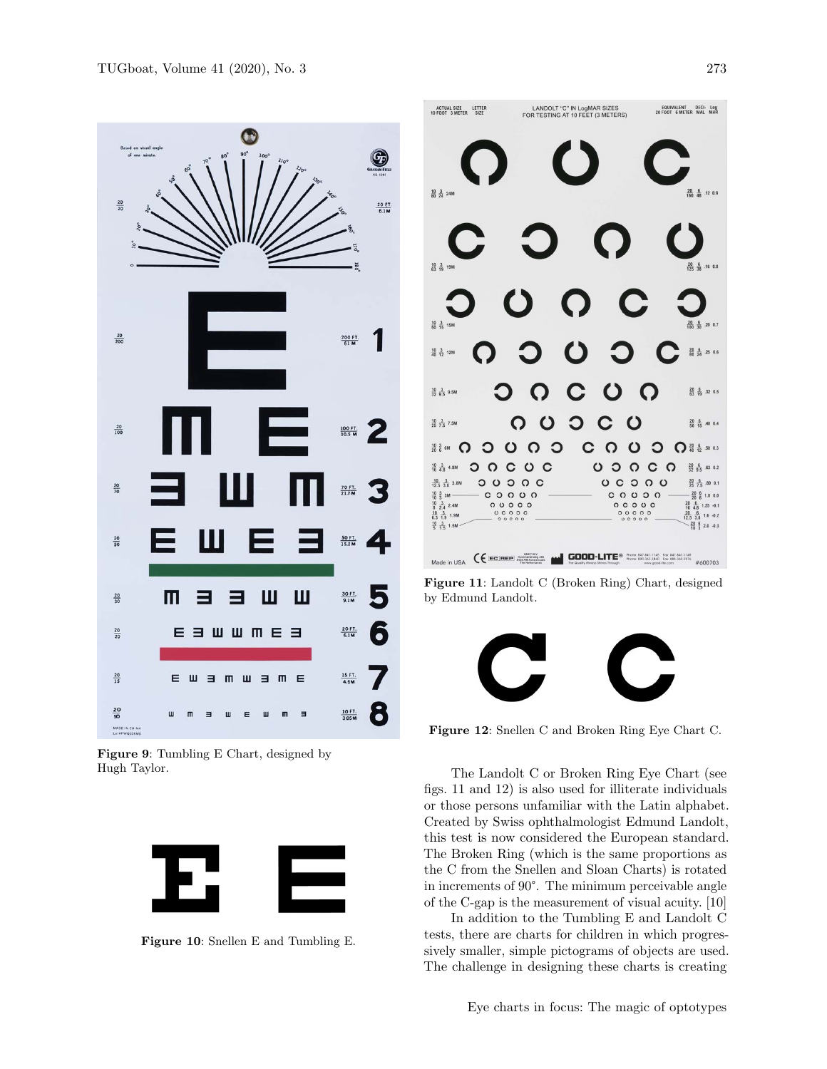Figure 9: Tumbling E Chart, designed by Hugh Taylor.

Figure 10: Snellen E and Tumbling E.

Figure 11: Landolt C (Broken Ring) Chart, designed by Edmund Landolt.

Figure 12: Snellen C and Broken Ring Eye Chart C.

The Landolt C or Broken Ring Eye Chart (see figs. 11 and 12) is also used for illiterate individuals or those persons unfamiliar with the Latin alphabet. Created by Swiss ophthalmologist Edmund Landolt, this test is now considered the European standard. The Broken Ring (which is the same proportions as the C from the Snellen and Sloan Charts) is rotated in increments of 90°. The minimum perceivable angle of the C-gap is the measurement of visual acuity. [10]

In addition to the Tumbling E and Landolt C tests, there are charts for children in which progressively smaller, simple pictograms of objects are used. The challenge in designing these charts is creating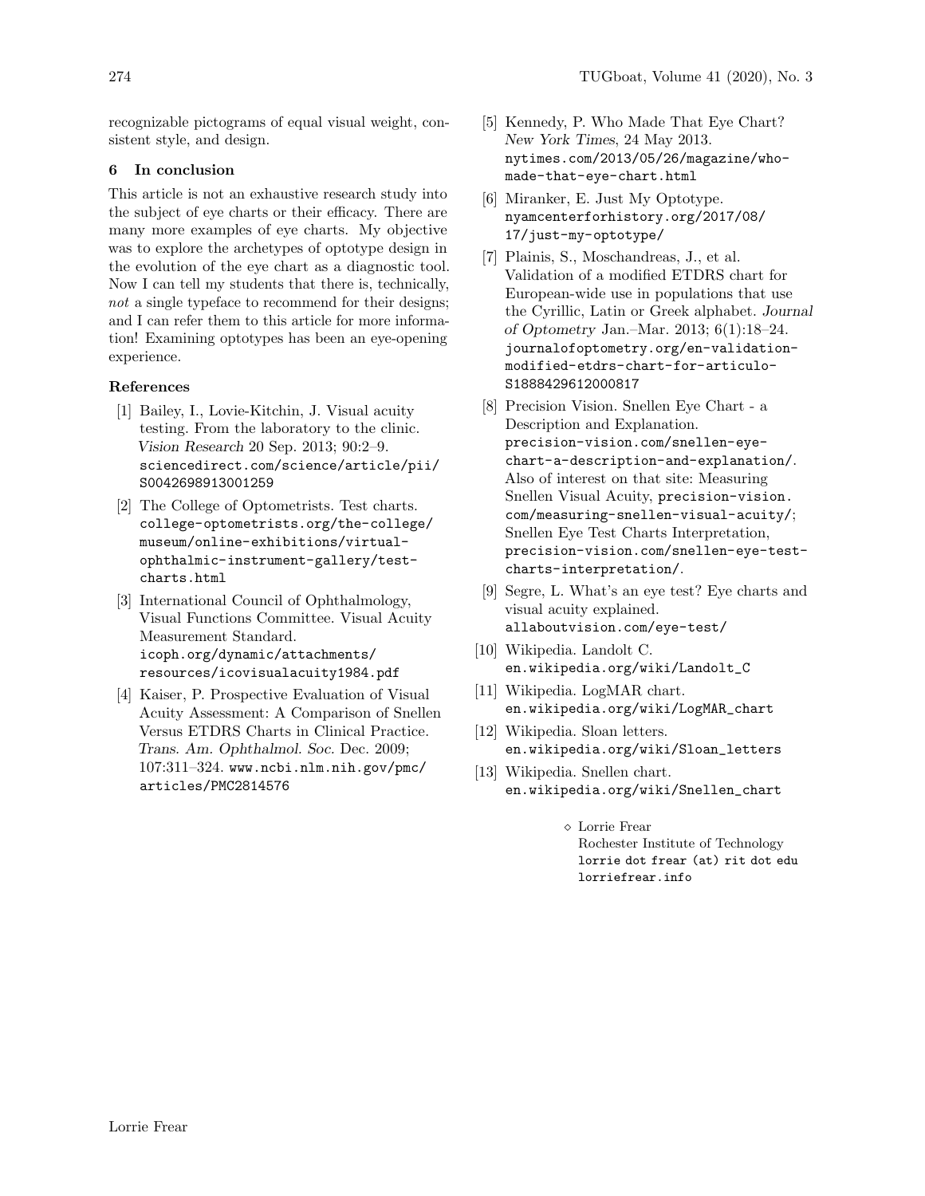recognizable pictograms of equal visual weight, consistent style, and design.

## 6 In conclusion

This article is not an exhaustive research study into the subject of eye charts or their efficacy. There are many more examples of eye charts. My objective was to explore the archetypes of optotype design in the evolution of the eye chart as a diagnostic tool. Now I can tell my students that there is, technically, *not* a single typeface to recommend for their designs; and I can refer them to this article for more information! Examining optotypes has been an eye-opening experience.

### References

[1] Bailey, I., Lovie-Kitchin, J. Visual acuity testing. From the laboratory to the clinic. *Vision Research* 20 Sep. 2013; 90:2–9. `sciencedirect.com/science/article/pii/S0042698913001259`

[2] The College of Optometrists. Test charts. `college-optometrists.org/the-college/museum/online-exhibitions/virtual-ophthalmic-instrument-gallery/test-charts.html`

[3] International Council of Ophthalmology, Visual Functions Committee. Visual Acuity Measurement Standard. `icoph.org/dynamic/attachments/resources/icovisualacuity1984.pdf`

[4] Kaiser, P. Prospective Evaluation of Visual Acuity Assessment: A Comparison of Snellen Versus ETDRS Charts in Clinical Practice. *Trans. Am. Ophthalmol. Soc.* Dec. 2009; 107:311–324. `www.ncbi.nlm.nih.gov/pmc/articles/PMC2814576`

[5] Kennedy, P. Who Made That Eye Chart? *New York Times*, 24 May 2013. `nytimes.com/2013/05/26/magazine/who-made-that-eye-chart.html`

[6] Miranker, E. Just My Optotype. `nyamcenterforhistory.org/2017/08/17/just-my-optotype/`

[7] Plainis, S., Moschandreas, J., et al. Validation of a modified ETDRS chart for European-wide use in populations that use the Cyrillic, Latin or Greek alphabet. *Journal of Optometry* Jan.–Mar. 2013; 6(1):18–24. `journalofoptometry.org/en-validation-modified-etdrs-chart-for-articulo-S1888429612000817`

[8] Precision Vision. Snellen Eye Chart - a Description and Explanation. `precision-vision.com/snellen-eye-chart-a-description-and-explanation/`. Also of interest on that site: Measuring Snellen Visual Acuity, `precision-vision.com/measuring-snellen-visual-acuity/`; Snellen Eye Test Charts Interpretation, `precision-vision.com/snellen-eye-test-charts-interpretation/`.

[9] Segre, L. What's an eye test? Eye charts and visual acuity explained. `allaboutvision.com/eye-test/`

[10] Wikipedia. Landolt C. `en.wikipedia.org/wiki/Landolt_C`

[11] Wikipedia. LogMAR chart. `en.wikipedia.org/wiki/LogMAR_chart`

[12] Wikipedia. Sloan letters. `en.wikipedia.org/wiki/Sloan_letters`

[13] Wikipedia. Snellen chart. `en.wikipedia.org/wiki/Snellen_chart`

◇ Lorrie Frear
Rochester Institute of Technology
`lorrie dot frear (at) rit dot edu`
`lorriefrear.info`